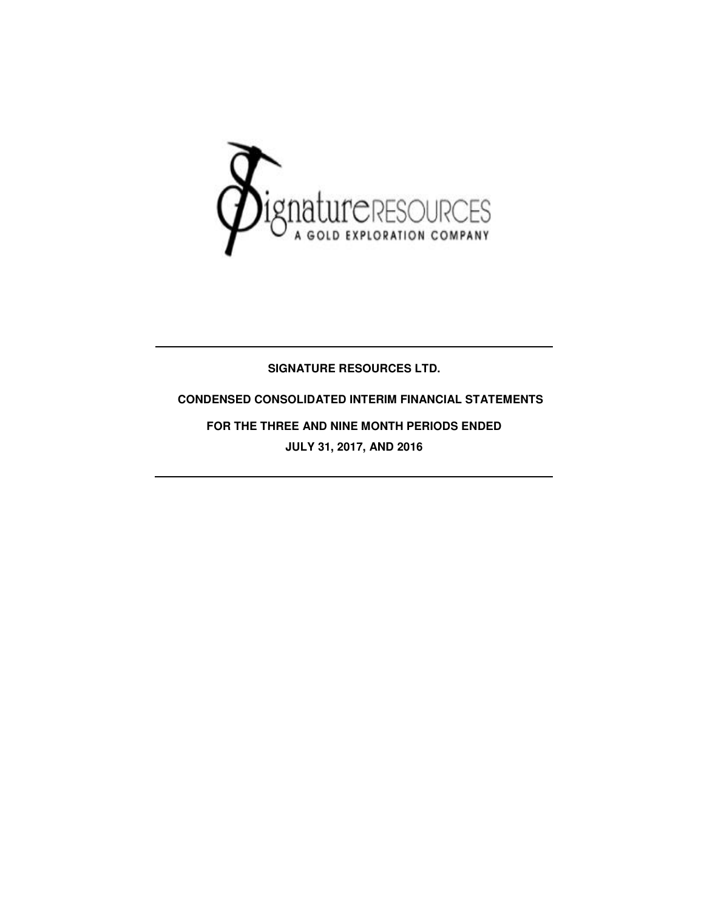**SIGNATURE RESOURCES LTD.**

**CONDENSED CONSOLIDATED INTERIM FINANCIAL STATEMENTS**

**FOR THE THREE AND NINE MONTH PERIODS ENDED**

**JULY 31, 2017, AND 2016**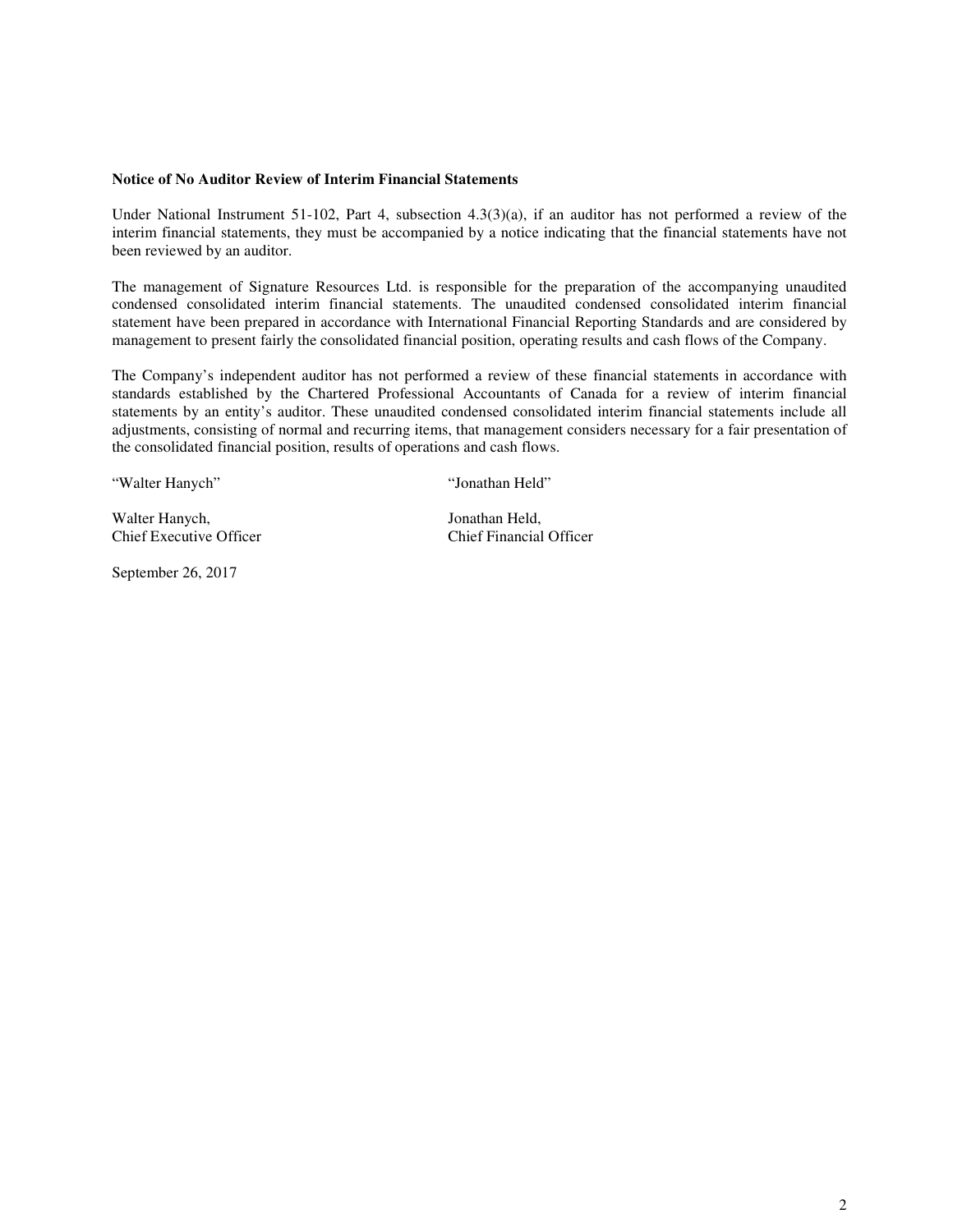**Notice of No Auditor Review of Interim Financial Statements**

Under National Instrument 51-102, Part 4, subsection 4.3(3)(a), if an auditor has not performed a review of the interim financial statements, they must be accompanied by a notice indicating that the financial statements have not been reviewed by an auditor.

The management of Signature Resources Ltd. is responsible for the preparation of the accompanying unaudited condensed consolidated interim financial statements. The unaudited condensed consolidated interim financial statement have been prepared in accordance with International Financial Reporting Standards and are considered by management to present fairly the consolidated financial position, operating results and cash flows of the Company.

The Company's independent auditor has not performed a review of these financial statements in accordance with standards established by the Chartered Professional Accountants of Canada for a review of interim financial statements by an entity's auditor. These unaudited condensed consolidated interim financial statements include all adjustments, consisting of normal and recurring items, that management considers necessary for a fair presentation of the consolidated financial position, results of operations and cash flows.

"Walter Hanych"

Walter Hanych,
Chief Executive Officer

"Jonathan Held"

Jonathan Held,
Chief Financial Officer

September 26, 2017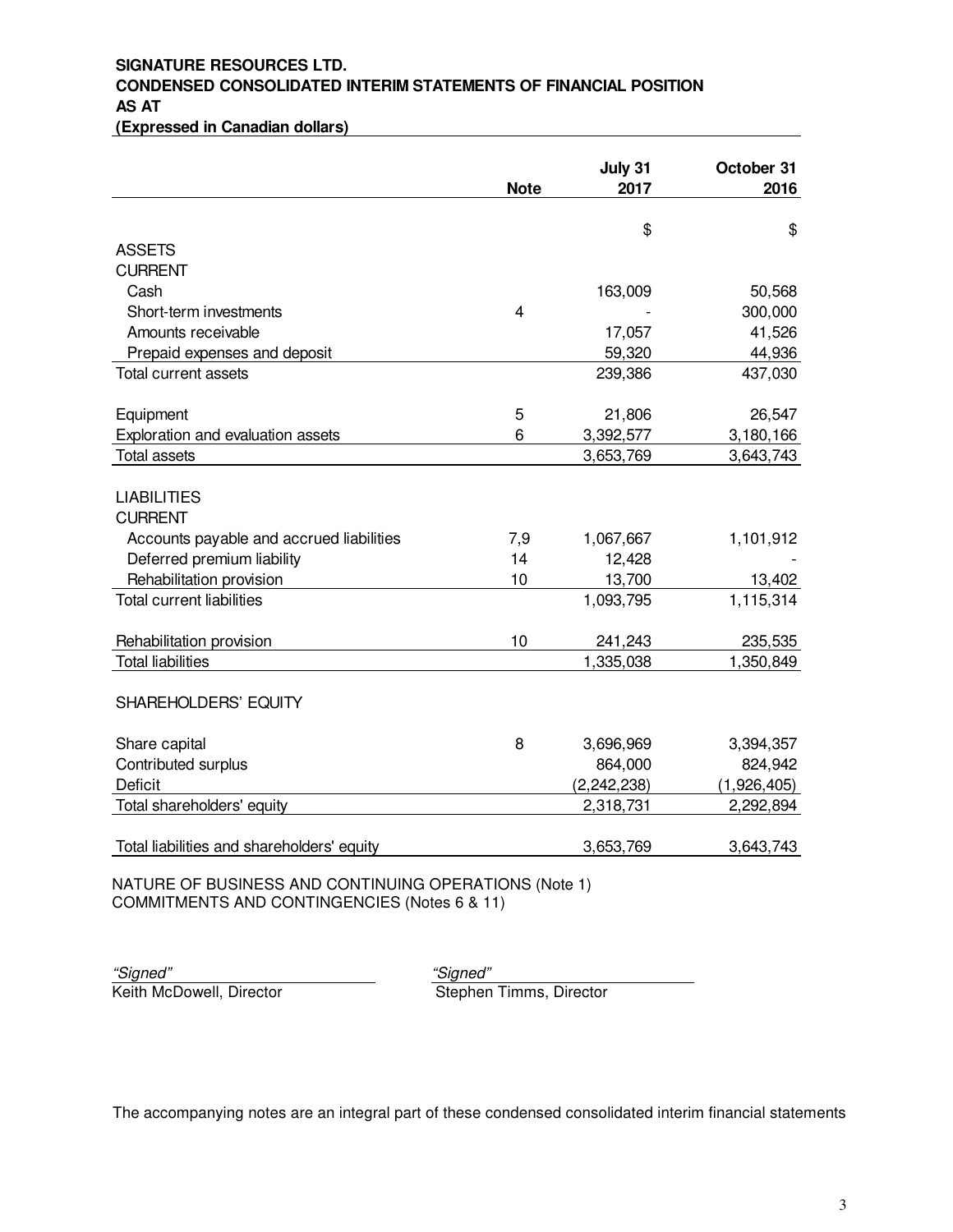**SIGNATURE RESOURCES LTD.**
**CONDENSED CONSOLIDATED INTERIM STATEMENTS OF FINANCIAL POSITION**
**AS AT**
**(Expressed in Canadian dollars)**

| | Note | July 31 2017 | October 31 2016 |
|---|---|---|---|
| | | $ | $ |
| ASSETS | | | |
| CURRENT | | | |
| Cash | | 163,009 | 50,568 |
| Short-term investments | 4 | - | 300,000 |
| Amounts receivable | | 17,057 | 41,526 |
| Prepaid expenses and deposit | | 59,320 | 44,936 |
| Total current assets | | 239,386 | 437,030 |
| | | | |
| Equipment | 5 | 21,806 | 26,547 |
| Exploration and evaluation assets | 6 | 3,392,577 | 3,180,166 |
| Total assets | | 3,653,769 | 3,643,743 |
| | | | |
| LIABILITIES | | | |
| CURRENT | | | |
| Accounts payable and accrued liabilities | 7,9 | 1,067,667 | 1,101,912 |
| Deferred premium liability | 14 | 12,428 | - |
| Rehabilitation provision | 10 | 13,700 | 13,402 |
| Total current liabilities | | 1,093,795 | 1,115,314 |
| | | | |
| Rehabilitation provision | 10 | 241,243 | 235,535 |
| Total liabilities | | 1,335,038 | 1,350,849 |
| | | | |
| SHAREHOLDERS' EQUITY | | | |
| | | | |
| Share capital | 8 | 3,696,969 | 3,394,357 |
| Contributed surplus | | 864,000 | 824,942 |
| Deficit | | (2,242,238) | (1,926,405) |
| Total shareholders' equity | | 2,318,731 | 2,292,894 |
| | | | |
| Total liabilities and shareholders' equity | | 3,653,769 | 3,643,743 |

NATURE OF BUSINESS AND CONTINUING OPERATIONS (Note 1)
COMMITMENTS AND CONTINGENCIES (Notes 6 & 11)

*"Signed"*
Keith McDowell, Director

*"Signed"*
Stephen Timms, Director

The accompanying notes are an integral part of these condensed consolidated interim financial statements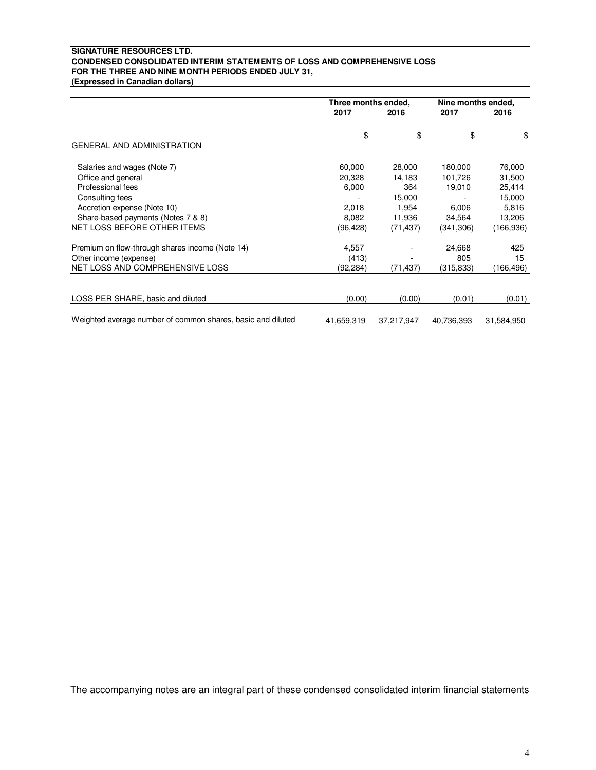**SIGNATURE RESOURCES LTD.**
**CONDENSED CONSOLIDATED INTERIM STATEMENTS OF LOSS AND COMPREHENSIVE LOSS**
**FOR THE THREE AND NINE MONTH PERIODS ENDED JULY 31,**
**(Expressed in Canadian dollars)**

| | Three months ended, | | Nine months ended, | |
|---|---|---|---|---|
| | **2017** | **2016** | **2017** | **2016** |
| | $ | $ | $ | $ |
| GENERAL AND ADMINISTRATION | | | | |
| Salaries and wages (Note 7) | 60,000 | 28,000 | 180,000 | 76,000 |
| Office and general | 20,328 | 14,183 | 101,726 | 31,500 |
| Professional fees | 6,000 | 364 | 19,010 | 25,414 |
| Consulting fees | - | 15,000 | - | 15,000 |
| Accretion expense (Note 10) | 2,018 | 1,954 | 6,006 | 5,816 |
| Share-based payments (Notes 7 & 8) | 8,082 | 11,936 | 34,564 | 13,206 |
| NET LOSS BEFORE OTHER ITEMS | (96,428) | (71,437) | (341,306) | (166,936) |
| Premium on flow-through shares income (Note 14) | 4,557 | - | 24,668 | 425 |
| Other income (expense) | (413) | - | 805 | 15 |
| NET LOSS AND COMPREHENSIVE LOSS | (92,284) | (71,437) | (315,833) | (166,496) |
| LOSS PER SHARE, basic and diluted | (0.00) | (0.00) | (0.01) | (0.01) |
| Weighted average number of common shares, basic and diluted | 41,659,319 | 37,217,947 | 40,736,393 | 31,584,950 |

The accompanying notes are an integral part of these condensed consolidated interim financial statements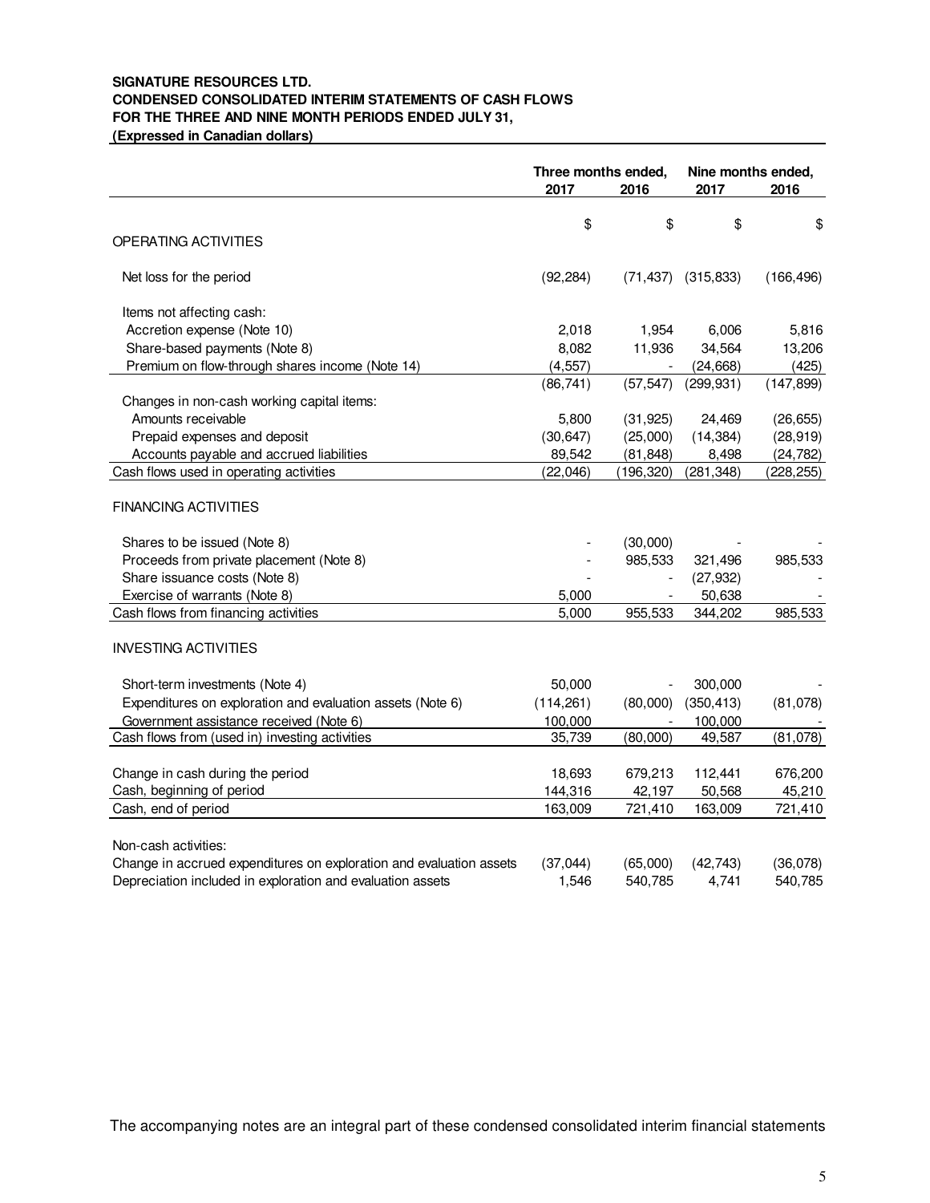**SIGNATURE RESOURCES LTD.**
**CONDENSED CONSOLIDATED INTERIM STATEMENTS OF CASH FLOWS**
**FOR THE THREE AND NINE MONTH PERIODS ENDED JULY 31,**
**(Expressed in Canadian dollars)**

| | Three months ended, 2017 | Three months ended, 2016 | Nine months ended, 2017 | Nine months ended, 2016 |
|---|---|---|---|---|
| | $ | $ | $ | $ |
| OPERATING ACTIVITIES | | | | |
| Net loss for the period | (92,284) | (71,437) | (315,833) | (166,496) |
| Items not affecting cash: | | | | |
| Accretion expense (Note 10) | 2,018 | 1,954 | 6,006 | 5,816 |
| Share-based payments (Note 8) | 8,082 | 11,936 | 34,564 | 13,206 |
| Premium on flow-through shares income (Note 14) | (4,557) | - | (24,668) | (425) |
| | (86,741) | (57,547) | (299,931) | (147,899) |
| Changes in non-cash working capital items: | | | | |
| Amounts receivable | 5,800 | (31,925) | 24,469 | (26,655) |
| Prepaid expenses and deposit | (30,647) | (25,000) | (14,384) | (28,919) |
| Accounts payable and accrued liabilities | 89,542 | (81,848) | 8,498 | (24,782) |
| Cash flows used in operating activities | (22,046) | (196,320) | (281,348) | (228,255) |
| FINANCING ACTIVITIES | | | | |
| Shares to be issued (Note 8) | - | (30,000) | - | - |
| Proceeds from private placement (Note 8) | - | 985,533 | 321,496 | 985,533 |
| Share issuance costs (Note 8) | - | - | (27,932) | - |
| Exercise of warrants (Note 8) | 5,000 | - | 50,638 | - |
| Cash flows from financing activities | 5,000 | 955,533 | 344,202 | 985,533 |
| INVESTING ACTIVITIES | | | | |
| Short-term investments (Note 4) | 50,000 | - | 300,000 | - |
| Expenditures on exploration and evaluation assets (Note 6) | (114,261) | (80,000) | (350,413) | (81,078) |
| Government assistance received (Note 6) | 100,000 | - | 100,000 | - |
| Cash flows from (used in) investing activities | 35,739 | (80,000) | 49,587 | (81,078) |
| Change in cash during the period | 18,693 | 679,213 | 112,441 | 676,200 |
| Cash, beginning of period | 144,316 | 42,197 | 50,568 | 45,210 |
| Cash, end of period | 163,009 | 721,410 | 163,009 | 721,410 |
| Non-cash activities: | | | | |
| Change in accrued expenditures on exploration and evaluation assets | (37,044) | (65,000) | (42,743) | (36,078) |
| Depreciation included in exploration and evaluation assets | 1,546 | 540,785 | 4,741 | 540,785 |

The accompanying notes are an integral part of these condensed consolidated interim financial statements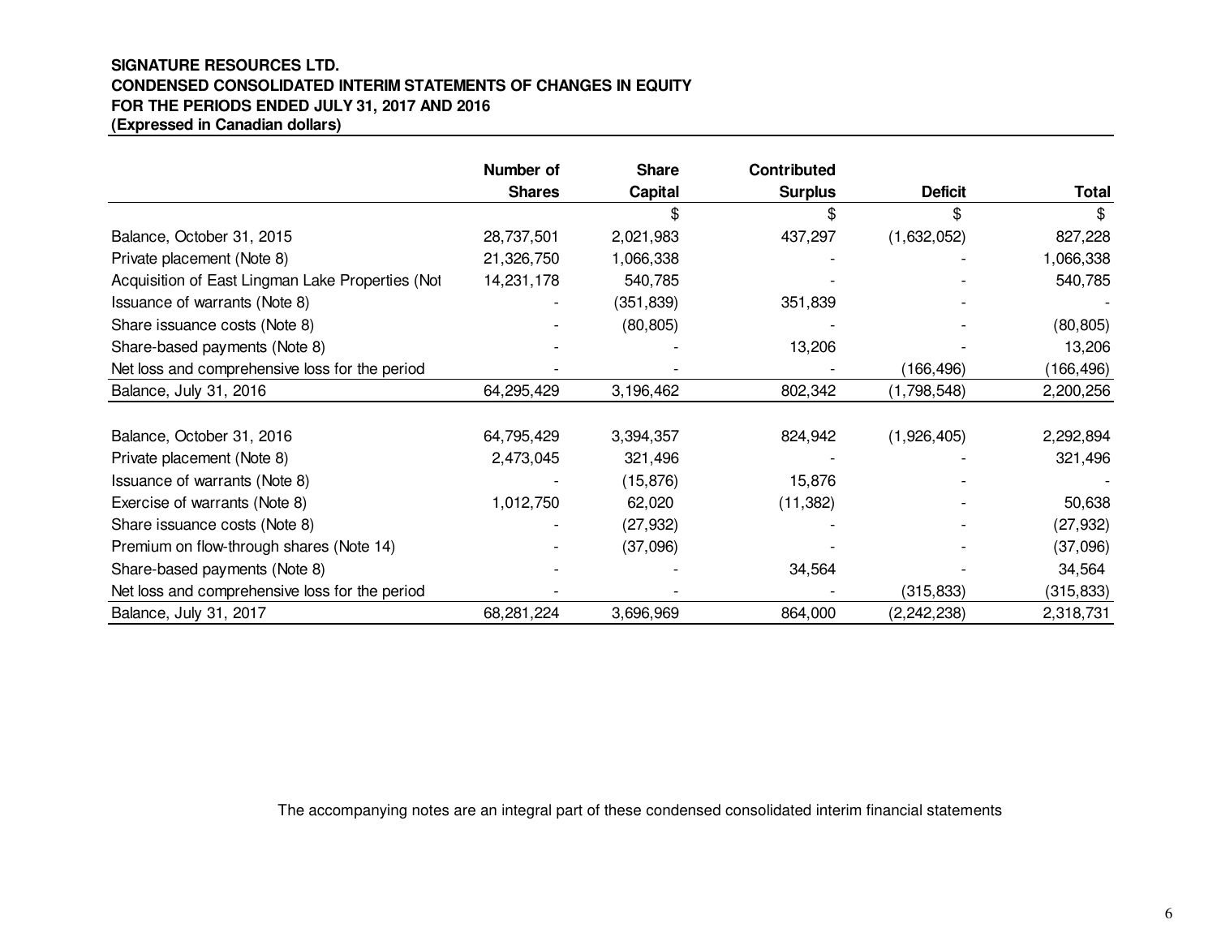**SIGNATURE RESOURCES LTD.**
**CONDENSED CONSOLIDATED INTERIM STATEMENTS OF CHANGES IN EQUITY**
**FOR THE PERIODS ENDED JULY 31, 2017 AND 2016**
**(Expressed in Canadian dollars)**

| | Number of Shares | Share Capital | Contributed Surplus | Deficit | Total |
|---|---|---|---|---|---|
| | | $ | $ | $ | $ |
| Balance, October 31, 2015 | 28,737,501 | 2,021,983 | 437,297 | (1,632,052) | 827,228 |
| Private placement (Note 8) | 21,326,750 | 1,066,338 | - | - | 1,066,338 |
| Acquisition of East Lingman Lake Properties (Not | 14,231,178 | 540,785 | - | - | 540,785 |
| Issuance of warrants (Note 8) | - | (351,839) | 351,839 | - | - |
| Share issuance costs (Note 8) | - | (80,805) | - | - | (80,805) |
| Share-based payments (Note 8) | - | - | 13,206 | - | 13,206 |
| Net loss and comprehensive loss for the period | - | - | - | (166,496) | (166,496) |
| Balance, July 31, 2016 | 64,295,429 | 3,196,462 | 802,342 | (1,798,548) | 2,200,256 |
| | | | | | |
| Balance, October 31, 2016 | 64,795,429 | 3,394,357 | 824,942 | (1,926,405) | 2,292,894 |
| Private placement (Note 8) | 2,473,045 | 321,496 | - | - | 321,496 |
| Issuance of warrants (Note 8) | - | (15,876) | 15,876 | - | - |
| Exercise of warrants (Note 8) | 1,012,750 | 62,020 | (11,382) | - | 50,638 |
| Share issuance costs (Note 8) | - | (27,932) | - | - | (27,932) |
| Premium on flow-through shares (Note 14) | - | (37,096) | - | - | (37,096) |
| Share-based payments (Note 8) | - | - | 34,564 | - | 34,564 |
| Net loss and comprehensive loss for the period | - | - | - | (315,833) | (315,833) |
| Balance, July 31, 2017 | 68,281,224 | 3,696,969 | 864,000 | (2,242,238) | 2,318,731 |

The accompanying notes are an integral part of these condensed consolidated interim financial statements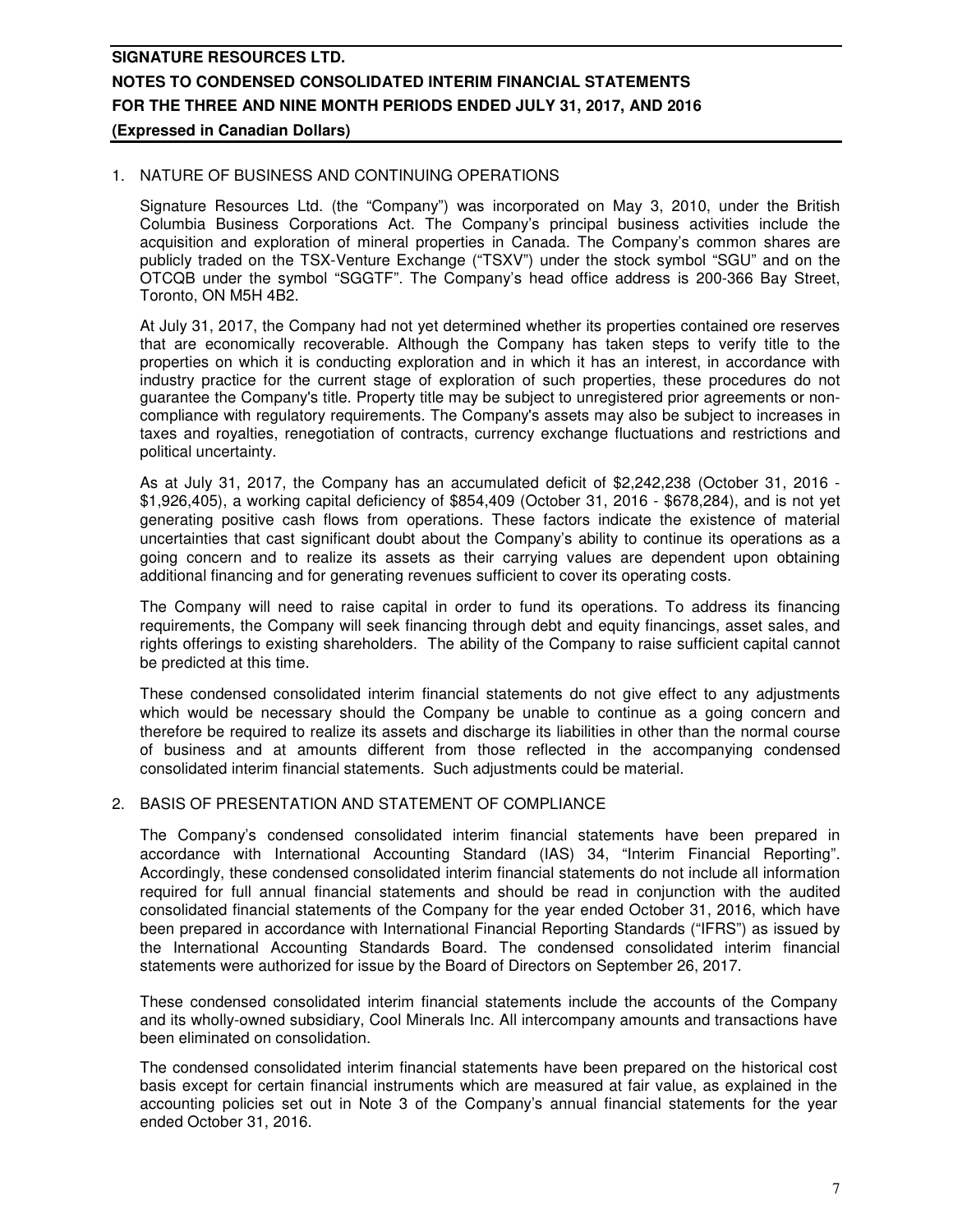## 1. NATURE OF BUSINESS AND CONTINUING OPERATIONS

Signature Resources Ltd. (the "Company") was incorporated on May 3, 2010, under the British Columbia Business Corporations Act. The Company's principal business activities include the acquisition and exploration of mineral properties in Canada. The Company's common shares are publicly traded on the TSX-Venture Exchange ("TSXV") under the stock symbol "SGU" and on the OTCQB under the symbol "SGGTF". The Company's head office address is 200-366 Bay Street, Toronto, ON M5H 4B2.

At July 31, 2017, the Company had not yet determined whether its properties contained ore reserves that are economically recoverable. Although the Company has taken steps to verify title to the properties on which it is conducting exploration and in which it has an interest, in accordance with industry practice for the current stage of exploration of such properties, these procedures do not guarantee the Company's title. Property title may be subject to unregistered prior agreements or non-compliance with regulatory requirements. The Company's assets may also be subject to increases in taxes and royalties, renegotiation of contracts, currency exchange fluctuations and restrictions and political uncertainty.

As at July 31, 2017, the Company has an accumulated deficit of $2,242,238 (October 31, 2016 - $1,926,405), a working capital deficiency of $854,409 (October 31, 2016 - $678,284), and is not yet generating positive cash flows from operations. These factors indicate the existence of material uncertainties that cast significant doubt about the Company's ability to continue its operations as a going concern and to realize its assets as their carrying values are dependent upon obtaining additional financing and for generating revenues sufficient to cover its operating costs.

The Company will need to raise capital in order to fund its operations. To address its financing requirements, the Company will seek financing through debt and equity financings, asset sales, and rights offerings to existing shareholders. The ability of the Company to raise sufficient capital cannot be predicted at this time.

These condensed consolidated interim financial statements do not give effect to any adjustments which would be necessary should the Company be unable to continue as a going concern and therefore be required to realize its assets and discharge its liabilities in other than the normal course of business and at amounts different from those reflected in the accompanying condensed consolidated interim financial statements. Such adjustments could be material.

## 2. BASIS OF PRESENTATION AND STATEMENT OF COMPLIANCE

The Company's condensed consolidated interim financial statements have been prepared in accordance with International Accounting Standard (IAS) 34, "Interim Financial Reporting". Accordingly, these condensed consolidated interim financial statements do not include all information required for full annual financial statements and should be read in conjunction with the audited consolidated financial statements of the Company for the year ended October 31, 2016, which have been prepared in accordance with International Financial Reporting Standards ("IFRS") as issued by the International Accounting Standards Board. The condensed consolidated interim financial statements were authorized for issue by the Board of Directors on September 26, 2017.

These condensed consolidated interim financial statements include the accounts of the Company and its wholly-owned subsidiary, Cool Minerals Inc. All intercompany amounts and transactions have been eliminated on consolidation.

The condensed consolidated interim financial statements have been prepared on the historical cost basis except for certain financial instruments which are measured at fair value, as explained in the accounting policies set out in Note 3 of the Company's annual financial statements for the year ended October 31, 2016.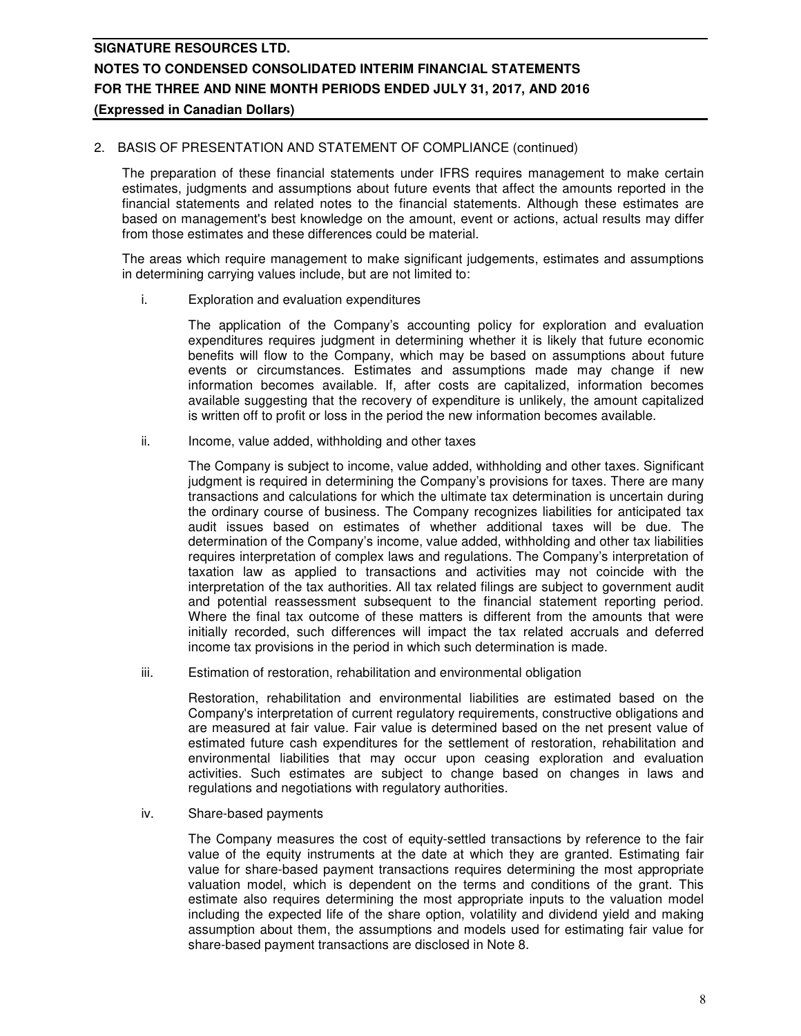2. BASIS OF PRESENTATION AND STATEMENT OF COMPLIANCE (continued)

The preparation of these financial statements under IFRS requires management to make certain estimates, judgments and assumptions about future events that affect the amounts reported in the financial statements and related notes to the financial statements. Although these estimates are based on management's best knowledge on the amount, event or actions, actual results may differ from those estimates and these differences could be material.

The areas which require management to make significant judgements, estimates and assumptions in determining carrying values include, but are not limited to:

i. Exploration and evaluation expenditures

The application of the Company's accounting policy for exploration and evaluation expenditures requires judgment in determining whether it is likely that future economic benefits will flow to the Company, which may be based on assumptions about future events or circumstances. Estimates and assumptions made may change if new information becomes available. If, after costs are capitalized, information becomes available suggesting that the recovery of expenditure is unlikely, the amount capitalized is written off to profit or loss in the period the new information becomes available.

ii. Income, value added, withholding and other taxes

The Company is subject to income, value added, withholding and other taxes. Significant judgment is required in determining the Company's provisions for taxes. There are many transactions and calculations for which the ultimate tax determination is uncertain during the ordinary course of business. The Company recognizes liabilities for anticipated tax audit issues based on estimates of whether additional taxes will be due. The determination of the Company's income, value added, withholding and other tax liabilities requires interpretation of complex laws and regulations. The Company's interpretation of taxation law as applied to transactions and activities may not coincide with the interpretation of the tax authorities. All tax related filings are subject to government audit and potential reassessment subsequent to the financial statement reporting period. Where the final tax outcome of these matters is different from the amounts that were initially recorded, such differences will impact the tax related accruals and deferred income tax provisions in the period in which such determination is made.

iii. Estimation of restoration, rehabilitation and environmental obligation

Restoration, rehabilitation and environmental liabilities are estimated based on the Company's interpretation of current regulatory requirements, constructive obligations and are measured at fair value. Fair value is determined based on the net present value of estimated future cash expenditures for the settlement of restoration, rehabilitation and environmental liabilities that may occur upon ceasing exploration and evaluation activities. Such estimates are subject to change based on changes in laws and regulations and negotiations with regulatory authorities.

iv. Share-based payments

The Company measures the cost of equity-settled transactions by reference to the fair value of the equity instruments at the date at which they are granted. Estimating fair value for share-based payment transactions requires determining the most appropriate valuation model, which is dependent on the terms and conditions of the grant. This estimate also requires determining the most appropriate inputs to the valuation model including the expected life of the share option, volatility and dividend yield and making assumption about them, the assumptions and models used for estimating fair value for share-based payment transactions are disclosed in Note 8.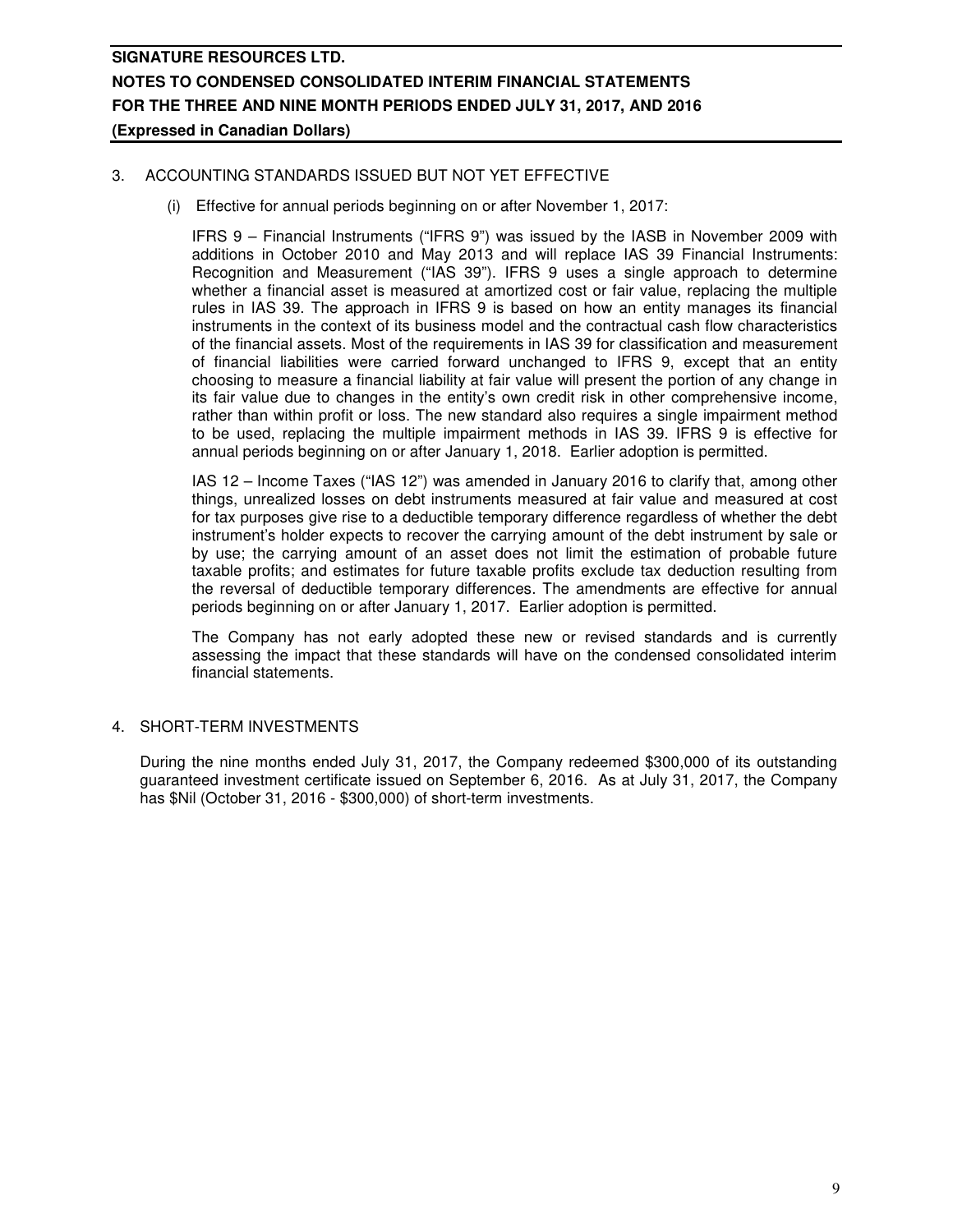## 3. ACCOUNTING STANDARDS ISSUED BUT NOT YET EFFECTIVE

(i) Effective for annual periods beginning on or after November 1, 2017:

IFRS 9 – Financial Instruments ("IFRS 9") was issued by the IASB in November 2009 with additions in October 2010 and May 2013 and will replace IAS 39 Financial Instruments: Recognition and Measurement ("IAS 39"). IFRS 9 uses a single approach to determine whether a financial asset is measured at amortized cost or fair value, replacing the multiple rules in IAS 39. The approach in IFRS 9 is based on how an entity manages its financial instruments in the context of its business model and the contractual cash flow characteristics of the financial assets. Most of the requirements in IAS 39 for classification and measurement of financial liabilities were carried forward unchanged to IFRS 9, except that an entity choosing to measure a financial liability at fair value will present the portion of any change in its fair value due to changes in the entity's own credit risk in other comprehensive income, rather than within profit or loss. The new standard also requires a single impairment method to be used, replacing the multiple impairment methods in IAS 39. IFRS 9 is effective for annual periods beginning on or after January 1, 2018. Earlier adoption is permitted.

IAS 12 – Income Taxes ("IAS 12") was amended in January 2016 to clarify that, among other things, unrealized losses on debt instruments measured at fair value and measured at cost for tax purposes give rise to a deductible temporary difference regardless of whether the debt instrument's holder expects to recover the carrying amount of the debt instrument by sale or by use; the carrying amount of an asset does not limit the estimation of probable future taxable profits; and estimates for future taxable profits exclude tax deduction resulting from the reversal of deductible temporary differences. The amendments are effective for annual periods beginning on or after January 1, 2017. Earlier adoption is permitted.

The Company has not early adopted these new or revised standards and is currently assessing the impact that these standards will have on the condensed consolidated interim financial statements.

## 4. SHORT-TERM INVESTMENTS

During the nine months ended July 31, 2017, the Company redeemed $300,000 of its outstanding guaranteed investment certificate issued on September 6, 2016. As at July 31, 2017, the Company has $Nil (October 31, 2016 - $300,000) of short-term investments.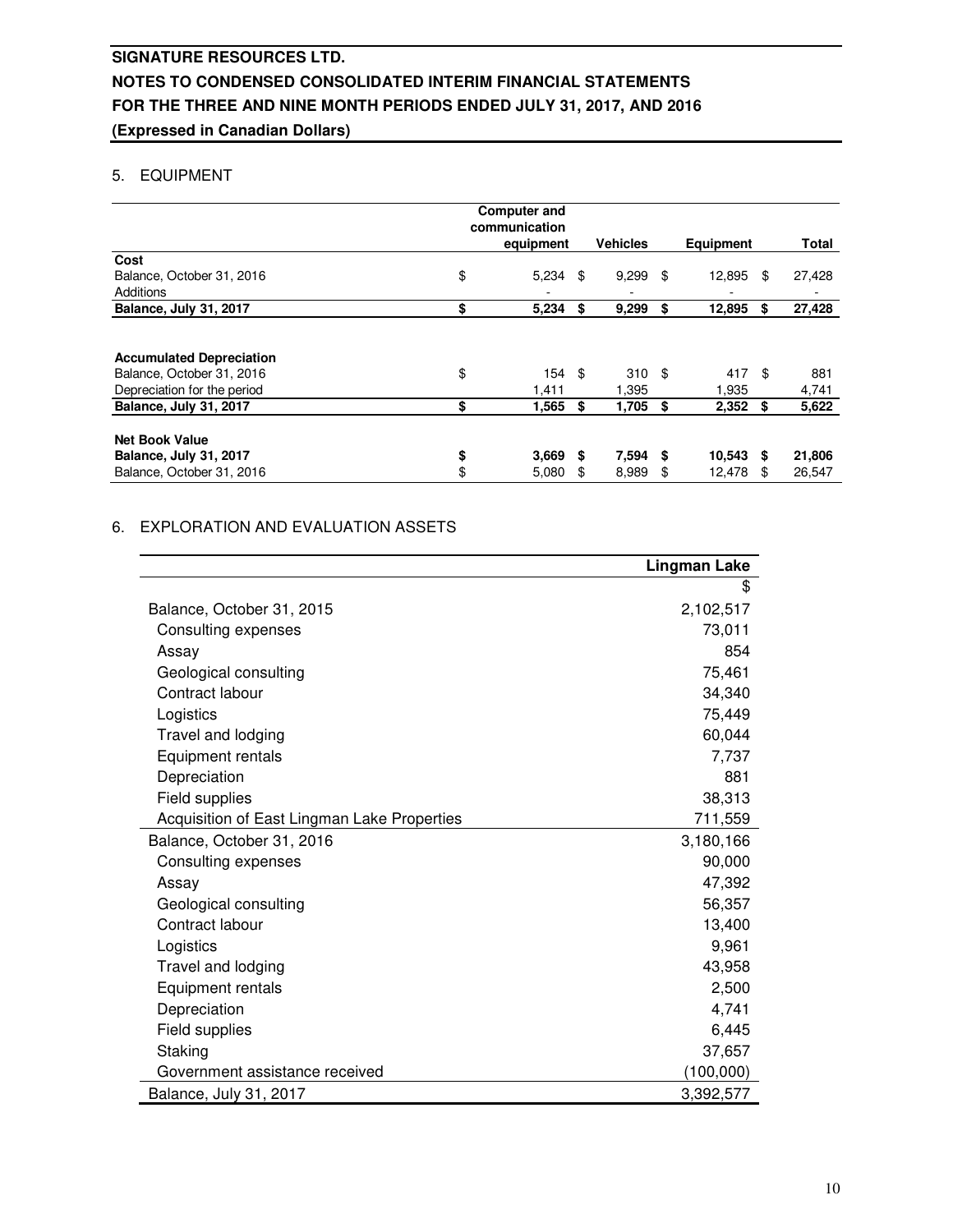# SIGNATURE RESOURCES LTD.
# NOTES TO CONDENSED CONSOLIDATED INTERIM FINANCIAL STATEMENTS
# FOR THE THREE AND NINE MONTH PERIODS ENDED JULY 31, 2017, AND 2016
# (Expressed in Canadian Dollars)

## 5. EQUIPMENT

| | Computer and communication equipment | Vehicles | Equipment | Total |
|---|---|---|---|---|
| **Cost** | | | | |
| Balance, October 31, 2016 | $ 5,234 | $ 9,299 | $ 12,895 | $ 27,428 |
| Additions | - | - | - | - |
| **Balance, July 31, 2017** | **$ 5,234** | **$ 9,299** | **$ 12,895** | **$ 27,428** |
| | | | | |
| **Accumulated Depreciation** | | | | |
| Balance, October 31, 2016 | $ 154 | $ 310 | $ 417 | $ 881 |
| Depreciation for the period | 1,411 | 1,395 | 1,935 | 4,741 |
| **Balance, July 31, 2017** | **$ 1,565** | **$ 1,705** | **$ 2,352** | **$ 5,622** |
| | | | | |
| **Net Book Value** | | | | |
| **Balance, July 31, 2017** | **$ 3,669** | **$ 7,594** | **$ 10,543** | **$ 21,806** |
| Balance, October 31, 2016 | $ 5,080 | $ 8,989 | $ 12,478 | $ 26,547 |

## 6. EXPLORATION AND EVALUATION ASSETS

| | **Lingman Lake** |
|---|---|
| | $ |
| Balance, October 31, 2015 | 2,102,517 |
| Consulting expenses | 73,011 |
| Assay | 854 |
| Geological consulting | 75,461 |
| Contract labour | 34,340 |
| Logistics | 75,449 |
| Travel and lodging | 60,044 |
| Equipment rentals | 7,737 |
| Depreciation | 881 |
| Field supplies | 38,313 |
| Acquisition of East Lingman Lake Properties | 711,559 |
| Balance, October 31, 2016 | 3,180,166 |
| Consulting expenses | 90,000 |
| Assay | 47,392 |
| Geological consulting | 56,357 |
| Contract labour | 13,400 |
| Logistics | 9,961 |
| Travel and lodging | 43,958 |
| Equipment rentals | 2,500 |
| Depreciation | 4,741 |
| Field supplies | 6,445 |
| Staking | 37,657 |
| Government assistance received | (100,000) |
| Balance, July 31, 2017 | 3,392,577 |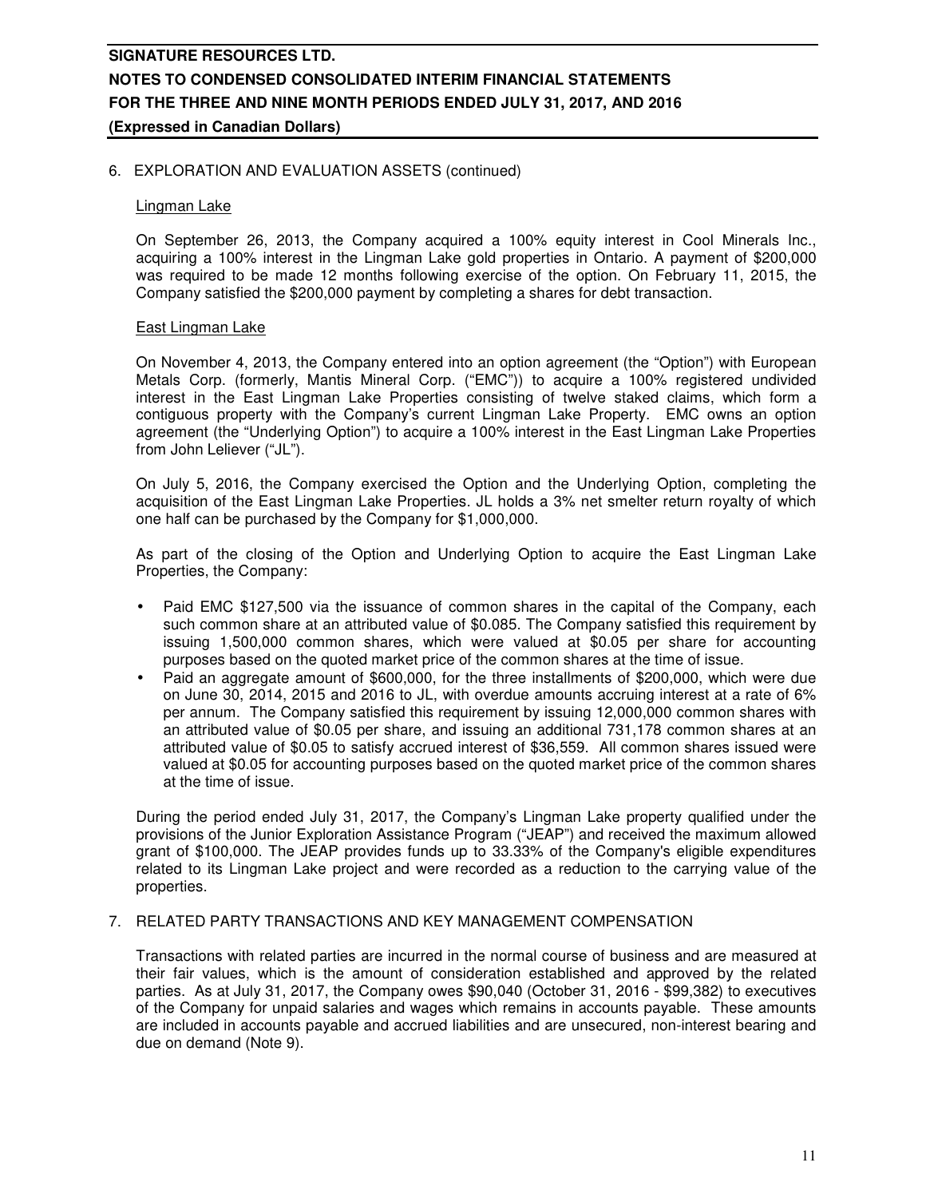## 6. EXPLORATION AND EVALUATION ASSETS (continued)

### Lingman Lake

On September 26, 2013, the Company acquired a 100% equity interest in Cool Minerals Inc., acquiring a 100% interest in the Lingman Lake gold properties in Ontario. A payment of $200,000 was required to be made 12 months following exercise of the option. On February 11, 2015, the Company satisfied the $200,000 payment by completing a shares for debt transaction.

### East Lingman Lake

On November 4, 2013, the Company entered into an option agreement (the "Option") with European Metals Corp. (formerly, Mantis Mineral Corp. ("EMC")) to acquire a 100% registered undivided interest in the East Lingman Lake Properties consisting of twelve staked claims, which form a contiguous property with the Company's current Lingman Lake Property. EMC owns an option agreement (the "Underlying Option") to acquire a 100% interest in the East Lingman Lake Properties from John Leliever ("JL").

On July 5, 2016, the Company exercised the Option and the Underlying Option, completing the acquisition of the East Lingman Lake Properties. JL holds a 3% net smelter return royalty of which one half can be purchased by the Company for $1,000,000.

As part of the closing of the Option and Underlying Option to acquire the East Lingman Lake Properties, the Company:

- Paid EMC $127,500 via the issuance of common shares in the capital of the Company, each such common share at an attributed value of $0.085. The Company satisfied this requirement by issuing 1,500,000 common shares, which were valued at $0.05 per share for accounting purposes based on the quoted market price of the common shares at the time of issue.
- Paid an aggregate amount of $600,000, for the three installments of $200,000, which were due on June 30, 2014, 2015 and 2016 to JL, with overdue amounts accruing interest at a rate of 6% per annum. The Company satisfied this requirement by issuing 12,000,000 common shares with an attributed value of $0.05 per share, and issuing an additional 731,178 common shares at an attributed value of $0.05 to satisfy accrued interest of $36,559. All common shares issued were valued at $0.05 for accounting purposes based on the quoted market price of the common shares at the time of issue.

During the period ended July 31, 2017, the Company's Lingman Lake property qualified under the provisions of the Junior Exploration Assistance Program ("JEAP") and received the maximum allowed grant of $100,000. The JEAP provides funds up to 33.33% of the Company's eligible expenditures related to its Lingman Lake project and were recorded as a reduction to the carrying value of the properties.

## 7. RELATED PARTY TRANSACTIONS AND KEY MANAGEMENT COMPENSATION

Transactions with related parties are incurred in the normal course of business and are measured at their fair values, which is the amount of consideration established and approved by the related parties. As at July 31, 2017, the Company owes $90,040 (October 31, 2016 - $99,382) to executives of the Company for unpaid salaries and wages which remains in accounts payable. These amounts are included in accounts payable and accrued liabilities and are unsecured, non-interest bearing and due on demand (Note 9).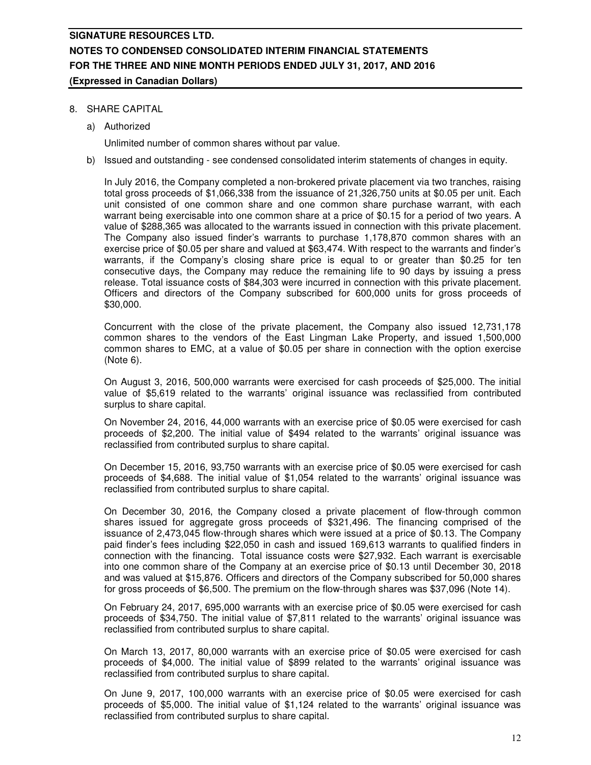8. SHARE CAPITAL

   a) Authorized

      Unlimited number of common shares without par value.

   b) Issued and outstanding - see condensed consolidated interim statements of changes in equity.

      In July 2016, the Company completed a non-brokered private placement via two tranches, raising total gross proceeds of $1,066,338 from the issuance of 21,326,750 units at $0.05 per unit. Each unit consisted of one common share and one common share purchase warrant, with each warrant being exercisable into one common share at a price of $0.15 for a period of two years. A value of $288,365 was allocated to the warrants issued in connection with this private placement. The Company also issued finder's warrants to purchase 1,178,870 common shares with an exercise price of $0.05 per share and valued at $63,474. With respect to the warrants and finder's warrants, if the Company's closing share price is equal to or greater than $0.25 for ten consecutive days, the Company may reduce the remaining life to 90 days by issuing a press release. Total issuance costs of $84,303 were incurred in connection with this private placement. Officers and directors of the Company subscribed for 600,000 units for gross proceeds of $30,000.

      Concurrent with the close of the private placement, the Company also issued 12,731,178 common shares to the vendors of the East Lingman Lake Property, and issued 1,500,000 common shares to EMC, at a value of $0.05 per share in connection with the option exercise (Note 6).

      On August 3, 2016, 500,000 warrants were exercised for cash proceeds of $25,000. The initial value of $5,619 related to the warrants' original issuance was reclassified from contributed surplus to share capital.

      On November 24, 2016, 44,000 warrants with an exercise price of $0.05 were exercised for cash proceeds of $2,200. The initial value of $494 related to the warrants' original issuance was reclassified from contributed surplus to share capital.

      On December 15, 2016, 93,750 warrants with an exercise price of $0.05 were exercised for cash proceeds of $4,688. The initial value of $1,054 related to the warrants' original issuance was reclassified from contributed surplus to share capital.

      On December 30, 2016, the Company closed a private placement of flow-through common shares issued for aggregate gross proceeds of $321,496. The financing comprised of the issuance of 2,473,045 flow-through shares which were issued at a price of $0.13. The Company paid finder's fees including $22,050 in cash and issued 169,613 warrants to qualified finders in connection with the financing. Total issuance costs were $27,932. Each warrant is exercisable into one common share of the Company at an exercise price of $0.13 until December 30, 2018 and was valued at $15,876. Officers and directors of the Company subscribed for 50,000 shares for gross proceeds of $6,500. The premium on the flow-through shares was $37,096 (Note 14).

      On February 24, 2017, 695,000 warrants with an exercise price of $0.05 were exercised for cash proceeds of $34,750. The initial value of $7,811 related to the warrants' original issuance was reclassified from contributed surplus to share capital.

      On March 13, 2017, 80,000 warrants with an exercise price of $0.05 were exercised for cash proceeds of $4,000. The initial value of $899 related to the warrants' original issuance was reclassified from contributed surplus to share capital.

      On June 9, 2017, 100,000 warrants with an exercise price of $0.05 were exercised for cash proceeds of $5,000. The initial value of $1,124 related to the warrants' original issuance was reclassified from contributed surplus to share capital.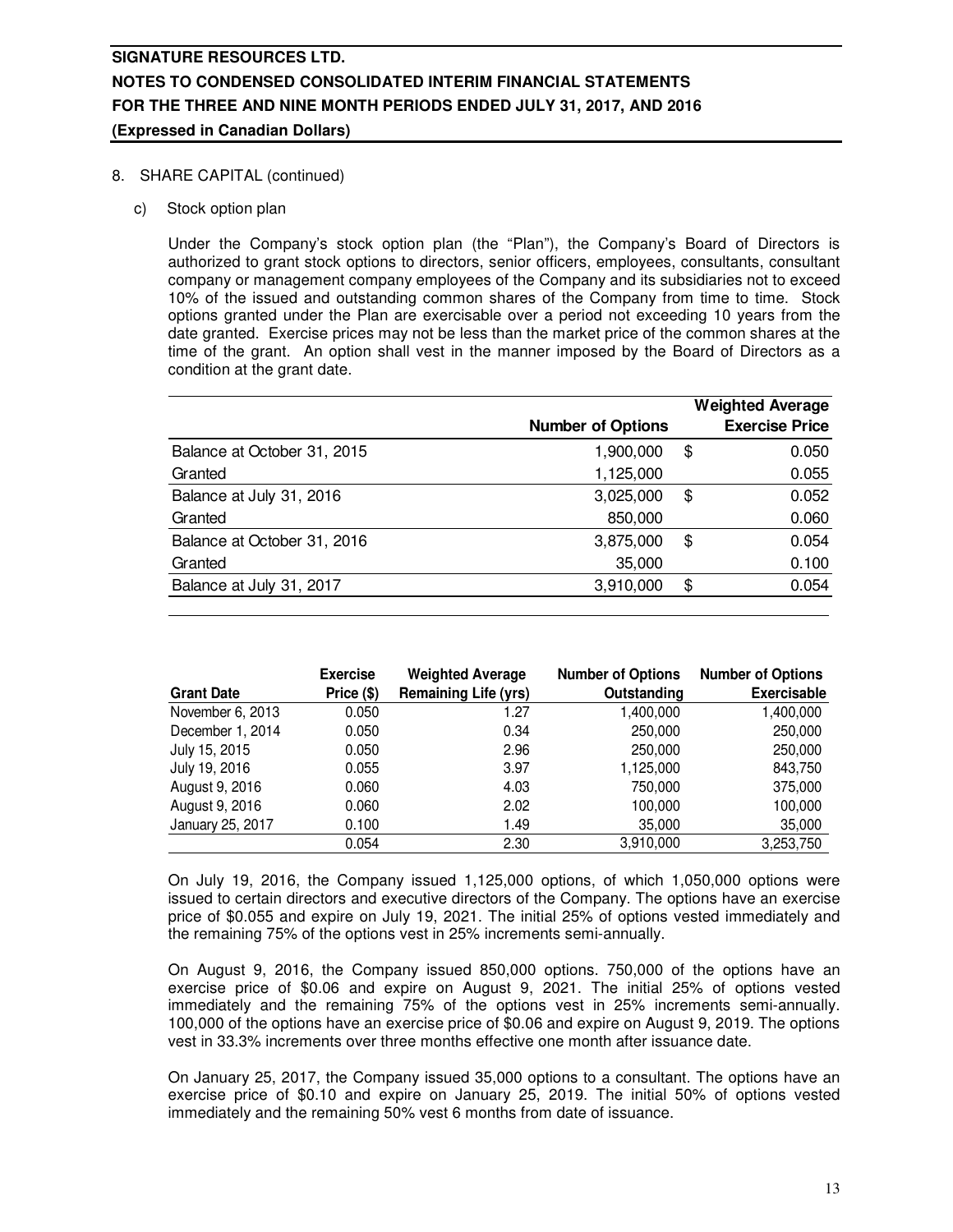**SIGNATURE RESOURCES LTD.**
**NOTES TO CONDENSED CONSOLIDATED INTERIM FINANCIAL STATEMENTS**
**FOR THE THREE AND NINE MONTH PERIODS ENDED JULY 31, 2017, AND 2016**
**(Expressed in Canadian Dollars)**

8. SHARE CAPITAL (continued)

c) Stock option plan

Under the Company's stock option plan (the "Plan"), the Company's Board of Directors is authorized to grant stock options to directors, senior officers, employees, consultants, consultant company or management company employees of the Company and its subsidiaries not to exceed 10% of the issued and outstanding common shares of the Company from time to time. Stock options granted under the Plan are exercisable over a period not exceeding 10 years from the date granted. Exercise prices may not be less than the market price of the common shares at the time of the grant. An option shall vest in the manner imposed by the Board of Directors as a condition at the grant date.

| | Number of Options | Weighted Average Exercise Price |
|---|---|---|
| Balance at October 31, 2015 | 1,900,000 | $ 0.050 |
| Granted | 1,125,000 | 0.055 |
| Balance at July 31, 2016 | 3,025,000 | $ 0.052 |
| Granted | 850,000 | 0.060 |
| Balance at October 31, 2016 | 3,875,000 | $ 0.054 |
| Granted | 35,000 | 0.100 |
| Balance at July 31, 2017 | 3,910,000 | $ 0.054 |

| Grant Date | Exercise Price ($) | Weighted Average Remaining Life (yrs) | Number of Options Outstanding | Number of Options Exercisable |
|---|---|---|---|---|
| November 6, 2013 | 0.050 | 1.27 | 1,400,000 | 1,400,000 |
| December 1, 2014 | 0.050 | 0.34 | 250,000 | 250,000 |
| July 15, 2015 | 0.050 | 2.96 | 250,000 | 250,000 |
| July 19, 2016 | 0.055 | 3.97 | 1,125,000 | 843,750 |
| August 9, 2016 | 0.060 | 4.03 | 750,000 | 375,000 |
| August 9, 2016 | 0.060 | 2.02 | 100,000 | 100,000 |
| January 25, 2017 | 0.100 | 1.49 | 35,000 | 35,000 |
| | 0.054 | 2.30 | 3,910,000 | 3,253,750 |

On July 19, 2016, the Company issued 1,125,000 options, of which 1,050,000 options were issued to certain directors and executive directors of the Company. The options have an exercise price of $0.055 and expire on July 19, 2021. The initial 25% of options vested immediately and the remaining 75% of the options vest in 25% increments semi-annually.

On August 9, 2016, the Company issued 850,000 options. 750,000 of the options have an exercise price of $0.06 and expire on August 9, 2021. The initial 25% of options vested immediately and the remaining 75% of the options vest in 25% increments semi-annually. 100,000 of the options have an exercise price of $0.06 and expire on August 9, 2019. The options vest in 33.3% increments over three months effective one month after issuance date.

On January 25, 2017, the Company issued 35,000 options to a consultant. The options have an exercise price of $0.10 and expire on January 25, 2019. The initial 50% of options vested immediately and the remaining 50% vest 6 months from date of issuance.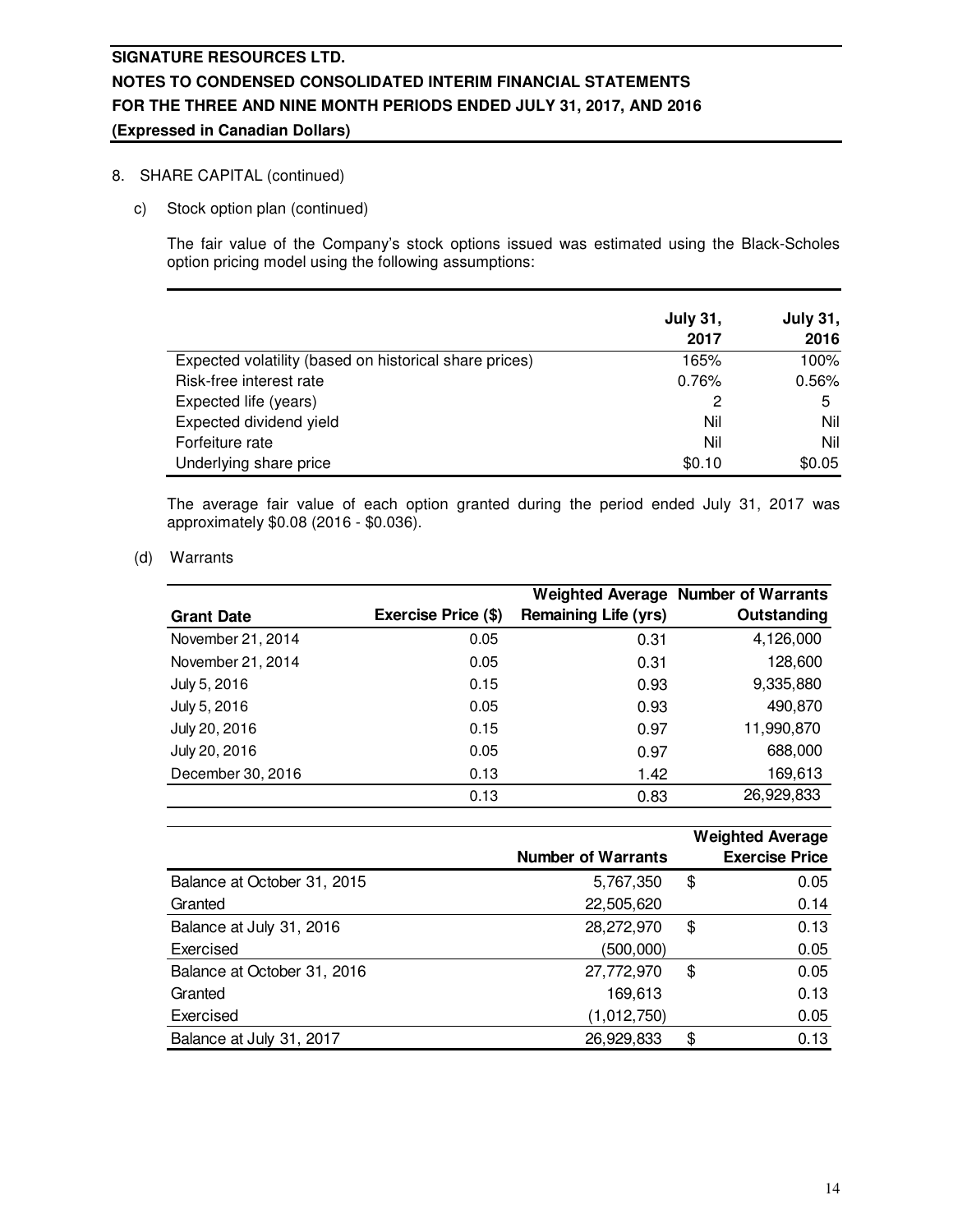# SIGNATURE RESOURCES LTD.
# NOTES TO CONDENSED CONSOLIDATED INTERIM FINANCIAL STATEMENTS
# FOR THE THREE AND NINE MONTH PERIODS ENDED JULY 31, 2017, AND 2016
**(Expressed in Canadian Dollars)**

8. SHARE CAPITAL (continued)

c) Stock option plan (continued)

The fair value of the Company's stock options issued was estimated using the Black-Scholes option pricing model using the following assumptions:

| | July 31, 2017 | July 31, 2016 |
|---|---|---|
| Expected volatility (based on historical share prices) | 165% | 100% |
| Risk-free interest rate | 0.76% | 0.56% |
| Expected life (years) | 2 | 5 |
| Expected dividend yield | Nil | Nil |
| Forfeiture rate | Nil | Nil |
| Underlying share price | $0.10 | $0.05 |

The average fair value of each option granted during the period ended July 31, 2017 was approximately $0.08 (2016 - $0.036).

(d) Warrants

| Grant Date | Exercise Price ($) | Weighted Average Remaining Life (yrs) | Number of Warrants Outstanding |
|---|---|---|---|
| November 21, 2014 | 0.05 | 0.31 | 4,126,000 |
| November 21, 2014 | 0.05 | 0.31 | 128,600 |
| July 5, 2016 | 0.15 | 0.93 | 9,335,880 |
| July 5, 2016 | 0.05 | 0.93 | 490,870 |
| July 20, 2016 | 0.15 | 0.97 | 11,990,870 |
| July 20, 2016 | 0.05 | 0.97 | 688,000 |
| December 30, 2016 | 0.13 | 1.42 | 169,613 |
| | 0.13 | 0.83 | 26,929,833 |

| | Number of Warrants | Weighted Average Exercise Price |
|---|---|---|
| Balance at October 31, 2015 | 5,767,350 | $ 0.05 |
| Granted | 22,505,620 | 0.14 |
| Balance at July 31, 2016 | 28,272,970 | $ 0.13 |
| Exercised | (500,000) | 0.05 |
| Balance at October 31, 2016 | 27,772,970 | $ 0.05 |
| Granted | 169,613 | 0.13 |
| Exercised | (1,012,750) | 0.05 |
| Balance at July 31, 2017 | 26,929,833 | $ 0.13 |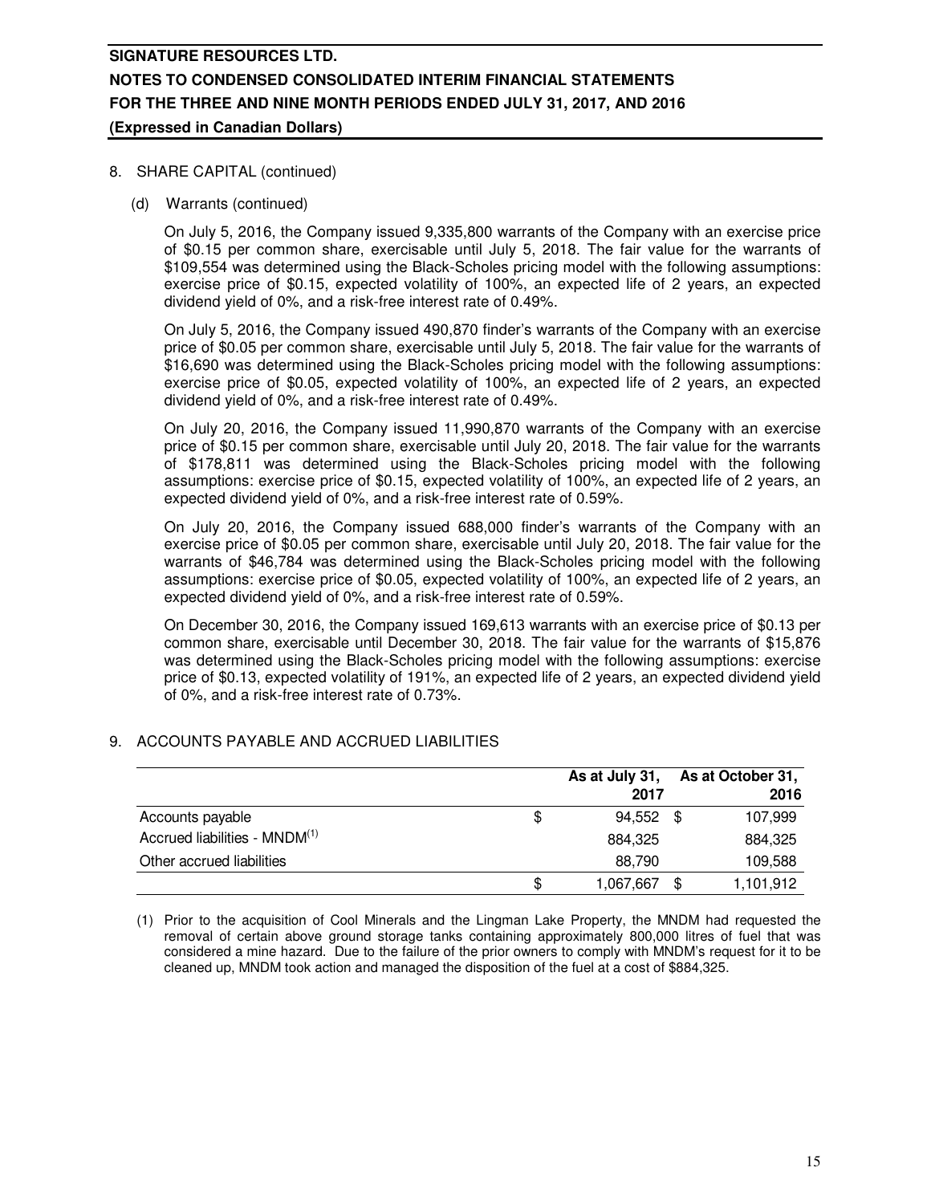## 8. SHARE CAPITAL (continued)

### (d) Warrants (continued)

On July 5, 2016, the Company issued 9,335,800 warrants of the Company with an exercise price of $0.15 per common share, exercisable until July 5, 2018. The fair value for the warrants of $109,554 was determined using the Black-Scholes pricing model with the following assumptions: exercise price of $0.15, expected volatility of 100%, an expected life of 2 years, an expected dividend yield of 0%, and a risk-free interest rate of 0.49%.

On July 5, 2016, the Company issued 490,870 finder's warrants of the Company with an exercise price of $0.05 per common share, exercisable until July 5, 2018. The fair value for the warrants of $16,690 was determined using the Black-Scholes pricing model with the following assumptions: exercise price of $0.05, expected volatility of 100%, an expected life of 2 years, an expected dividend yield of 0%, and a risk-free interest rate of 0.49%.

On July 20, 2016, the Company issued 11,990,870 warrants of the Company with an exercise price of $0.15 per common share, exercisable until July 20, 2018. The fair value for the warrants of $178,811 was determined using the Black-Scholes pricing model with the following assumptions: exercise price of $0.15, expected volatility of 100%, an expected life of 2 years, an expected dividend yield of 0%, and a risk-free interest rate of 0.59%.

On July 20, 2016, the Company issued 688,000 finder's warrants of the Company with an exercise price of $0.05 per common share, exercisable until July 20, 2018. The fair value for the warrants of $46,784 was determined using the Black-Scholes pricing model with the following assumptions: exercise price of $0.05, expected volatility of 100%, an expected life of 2 years, an expected dividend yield of 0%, and a risk-free interest rate of 0.59%.

On December 30, 2016, the Company issued 169,613 warrants with an exercise price of $0.13 per common share, exercisable until December 30, 2018. The fair value for the warrants of $15,876 was determined using the Black-Scholes pricing model with the following assumptions: exercise price of $0.13, expected volatility of 191%, an expected life of 2 years, an expected dividend yield of 0%, and a risk-free interest rate of 0.73%.

## 9. ACCOUNTS PAYABLE AND ACCRUED LIABILITIES

| | As at July 31, 2017 | As at October 31, 2016 |
|---|---|---|
| Accounts payable | $ 94,552 | $ 107,999 |
| Accrued liabilities - MNDM(1) | 884,325 | 884,325 |
| Other accrued liabilities | 88,790 | 109,588 |
| | $ 1,067,667 | $ 1,101,912 |

(1) Prior to the acquisition of Cool Minerals and the Lingman Lake Property, the MNDM had requested the removal of certain above ground storage tanks containing approximately 800,000 litres of fuel that was considered a mine hazard. Due to the failure of the prior owners to comply with MNDM's request for it to be cleaned up, MNDM took action and managed the disposition of the fuel at a cost of $884,325.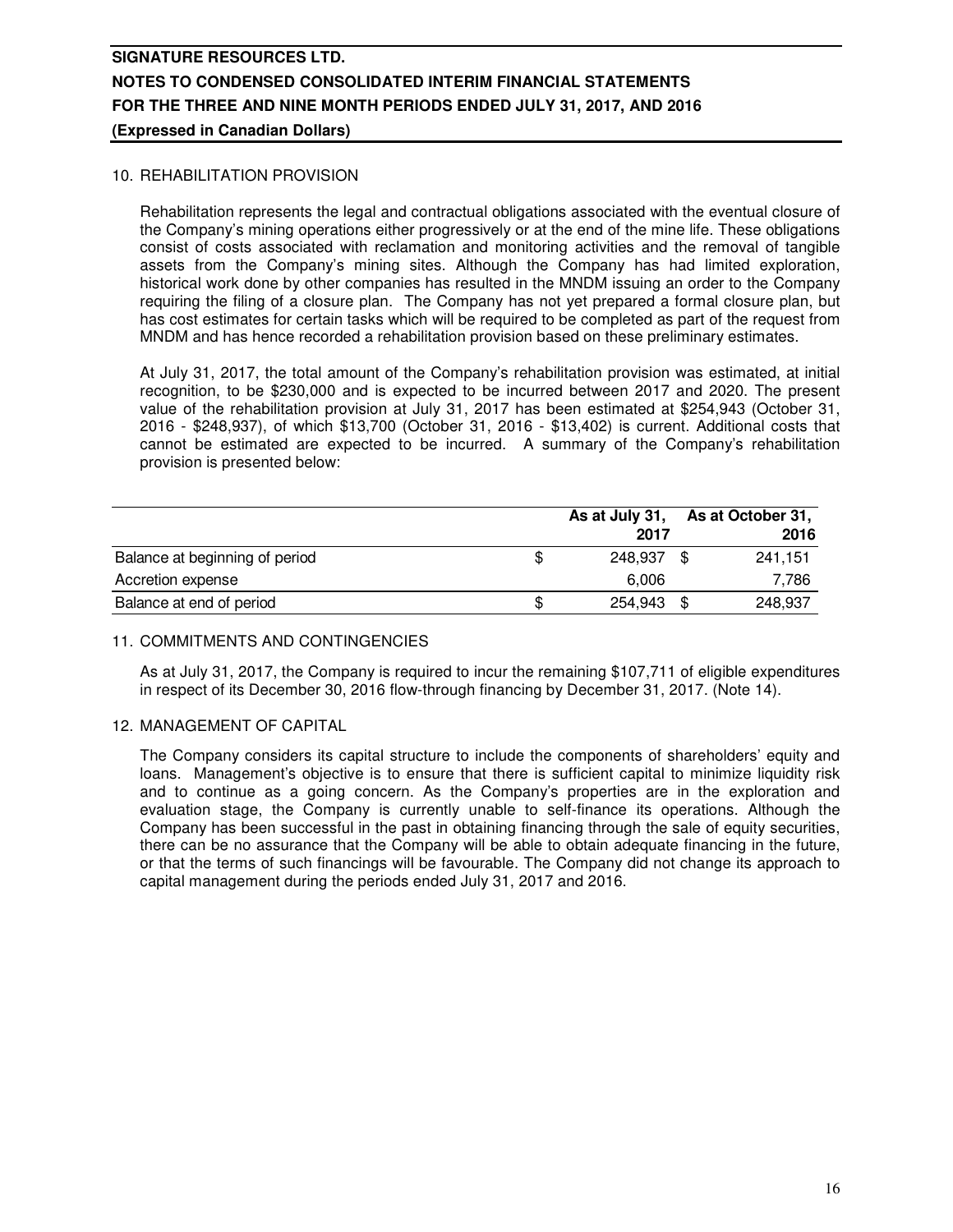## 10. REHABILITATION PROVISION

Rehabilitation represents the legal and contractual obligations associated with the eventual closure of the Company's mining operations either progressively or at the end of the mine life. These obligations consist of costs associated with reclamation and monitoring activities and the removal of tangible assets from the Company's mining sites. Although the Company has had limited exploration, historical work done by other companies has resulted in the MNDM issuing an order to the Company requiring the filing of a closure plan. The Company has not yet prepared a formal closure plan, but has cost estimates for certain tasks which will be required to be completed as part of the request from MNDM and has hence recorded a rehabilitation provision based on these preliminary estimates.

At July 31, 2017, the total amount of the Company's rehabilitation provision was estimated, at initial recognition, to be $230,000 and is expected to be incurred between 2017 and 2020. The present value of the rehabilitation provision at July 31, 2017 has been estimated at $254,943 (October 31, 2016 - $248,937), of which $13,700 (October 31, 2016 - $13,402) is current. Additional costs that cannot be estimated are expected to be incurred. A summary of the Company's rehabilitation provision is presented below:

| | As at July 31, 2017 | As at October 31, 2016 |
|---|---|---|
| Balance at beginning of period | $ 248,937 | $ 241,151 |
| Accretion expense | 6,006 | 7,786 |
| Balance at end of period | $ 254,943 | $ 248,937 |

## 11. COMMITMENTS AND CONTINGENCIES

As at July 31, 2017, the Company is required to incur the remaining $107,711 of eligible expenditures in respect of its December 30, 2016 flow-through financing by December 31, 2017. (Note 14).

## 12. MANAGEMENT OF CAPITAL

The Company considers its capital structure to include the components of shareholders' equity and loans. Management's objective is to ensure that there is sufficient capital to minimize liquidity risk and to continue as a going concern. As the Company's properties are in the exploration and evaluation stage, the Company is currently unable to self-finance its operations. Although the Company has been successful in the past in obtaining financing through the sale of equity securities, there can be no assurance that the Company will be able to obtain adequate financing in the future, or that the terms of such financings will be favourable. The Company did not change its approach to capital management during the periods ended July 31, 2017 and 2016.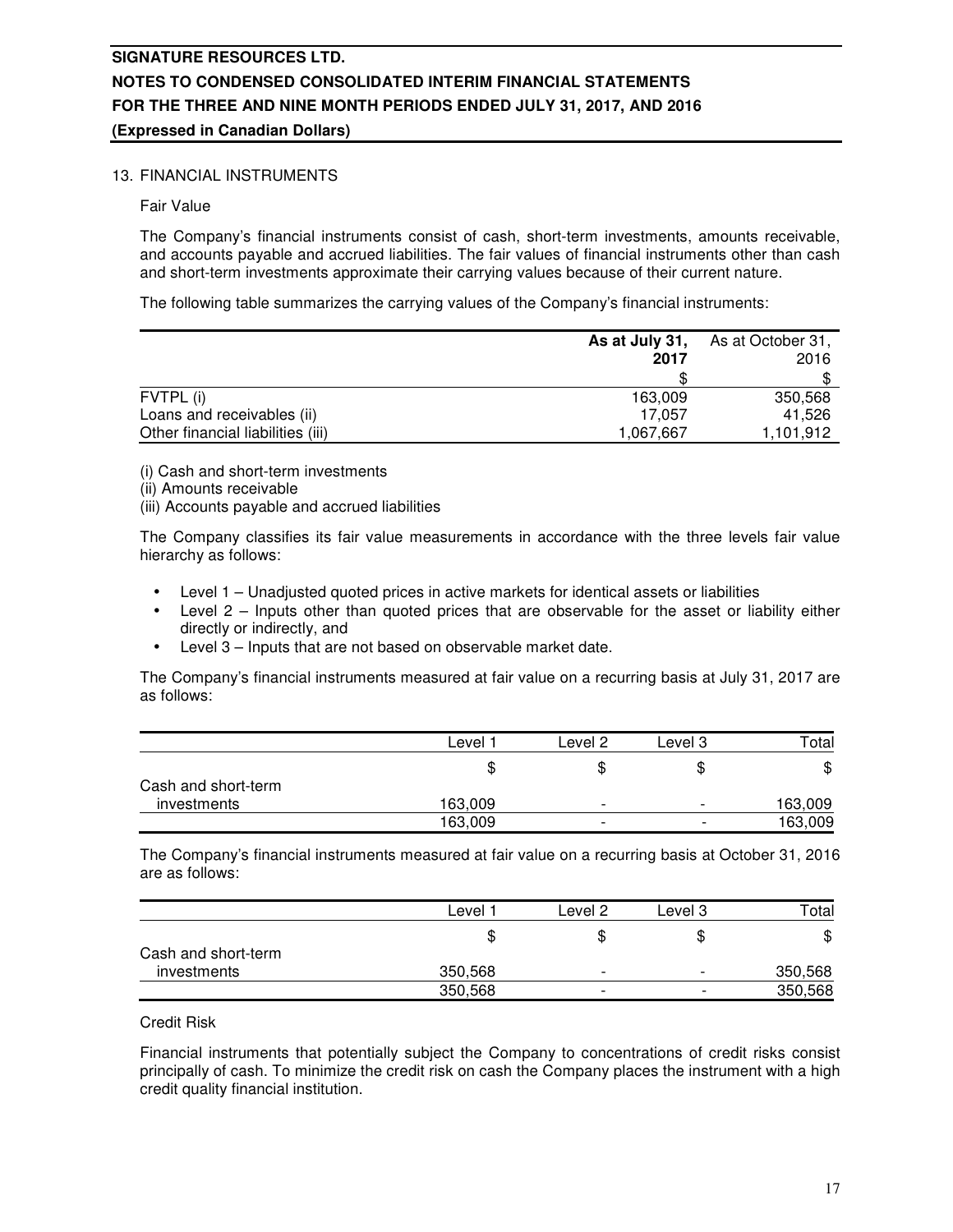**SIGNATURE RESOURCES LTD.**
**NOTES TO CONDENSED CONSOLIDATED INTERIM FINANCIAL STATEMENTS**
**FOR THE THREE AND NINE MONTH PERIODS ENDED JULY 31, 2017, AND 2016**
**(Expressed in Canadian Dollars)**

## 13. FINANCIAL INSTRUMENTS

Fair Value

The Company's financial instruments consist of cash, short-term investments, amounts receivable, and accounts payable and accrued liabilities. The fair values of financial instruments other than cash and short-term investments approximate their carrying values because of their current nature.

The following table summarizes the carrying values of the Company's financial instruments:

| | **As at July 31, 2017** | As at October 31, 2016 |
|---|---|---|
| | $ | $ |
| FVTPL (i) | 163,009 | 350,568 |
| Loans and receivables (ii) | 17,057 | 41,526 |
| Other financial liabilities (iii) | 1,067,667 | 1,101,912 |

(i) Cash and short-term investments
(ii) Amounts receivable
(iii) Accounts payable and accrued liabilities

The Company classifies its fair value measurements in accordance with the three levels fair value hierarchy as follows:

- Level 1 – Unadjusted quoted prices in active markets for identical assets or liabilities
- Level 2 – Inputs other than quoted prices that are observable for the asset or liability either directly or indirectly, and
- Level 3 – Inputs that are not based on observable market date.

The Company's financial instruments measured at fair value on a recurring basis at July 31, 2017 are as follows:

| | Level 1 | Level 2 | Level 3 | Total |
|---|---|---|---|---|
| | $ | $ | $ | $ |
| Cash and short-term investments | 163,009 | - | - | 163,009 |
| | 163,009 | - | - | 163,009 |

The Company's financial instruments measured at fair value on a recurring basis at October 31, 2016 are as follows:

| | Level 1 | Level 2 | Level 3 | Total |
|---|---|---|---|---|
| | $ | $ | $ | $ |
| Cash and short-term investments | 350,568 | - | - | 350,568 |
| | 350,568 | - | - | 350,568 |

Credit Risk

Financial instruments that potentially subject the Company to concentrations of credit risks consist principally of cash. To minimize the credit risk on cash the Company places the instrument with a high credit quality financial institution.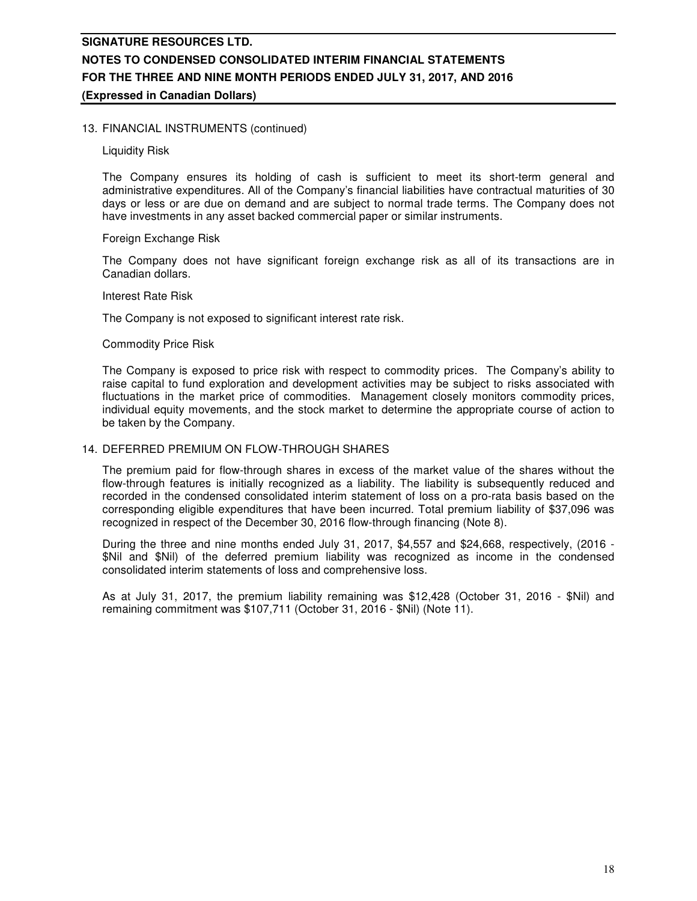## 13. FINANCIAL INSTRUMENTS (continued)

### Liquidity Risk

The Company ensures its holding of cash is sufficient to meet its short-term general and administrative expenditures. All of the Company's financial liabilities have contractual maturities of 30 days or less or are due on demand and are subject to normal trade terms. The Company does not have investments in any asset backed commercial paper or similar instruments.

### Foreign Exchange Risk

The Company does not have significant foreign exchange risk as all of its transactions are in Canadian dollars.

### Interest Rate Risk

The Company is not exposed to significant interest rate risk.

### Commodity Price Risk

The Company is exposed to price risk with respect to commodity prices. The Company's ability to raise capital to fund exploration and development activities may be subject to risks associated with fluctuations in the market price of commodities. Management closely monitors commodity prices, individual equity movements, and the stock market to determine the appropriate course of action to be taken by the Company.

## 14. DEFERRED PREMIUM ON FLOW-THROUGH SHARES

The premium paid for flow-through shares in excess of the market value of the shares without the flow-through features is initially recognized as a liability. The liability is subsequently reduced and recorded in the condensed consolidated interim statement of loss on a pro-rata basis based on the corresponding eligible expenditures that have been incurred. Total premium liability of $37,096 was recognized in respect of the December 30, 2016 flow-through financing (Note 8).

During the three and nine months ended July 31, 2017, $4,557 and $24,668, respectively, (2016 - $Nil and $Nil) of the deferred premium liability was recognized as income in the condensed consolidated interim statements of loss and comprehensive loss.

As at July 31, 2017, the premium liability remaining was $12,428 (October 31, 2016 - $Nil) and remaining commitment was $107,711 (October 31, 2016 - $Nil) (Note 11).